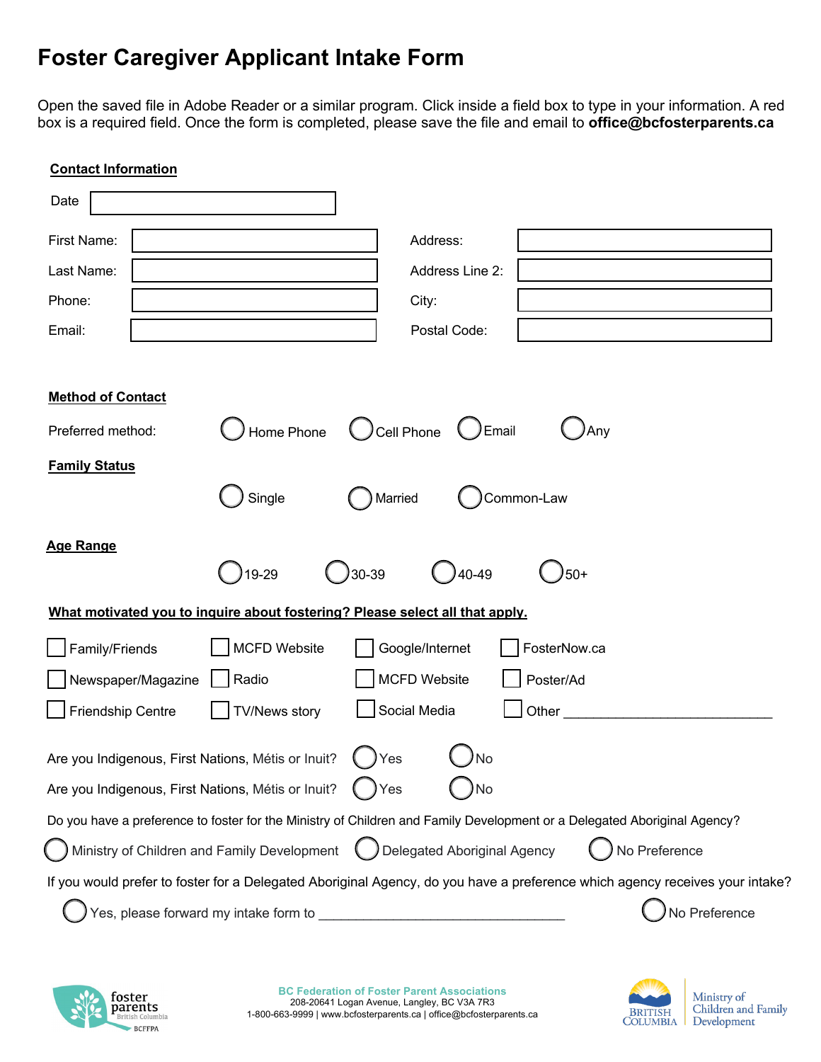# Foster Caregiver Applicant Intake Form

Open the saved file in Adobe Reader or a similar program. Click inside a field box to type in your information. A red box is a required field. Once the form is completed, please save the file and email to **office@bcfosterparents.ca**

## Contact Information

Date: ____________________

| | | | |
|---|---|---|---|
| First Name: | | Address: | |
| Last Name: | | Address Line 2: | |
| Phone: | | City: | |
| Email: | | Postal Code: | |

## Method of Contact

Preferred method: ◯ Home Phone ◯ Cell Phone ◯ Email ◯ Any

## Family Status

◯ Single ◯ Married ◯ Common-Law

## Age Range

◯ 19-29 ◯ 30-39 ◯ 40-49 ◯ 50+

## What motivated you to inquire about fostering? Please select all that apply.

| | | | |
|---|---|---|---|
| ☐ Family/Friends | ☐ MCFD Website | ☐ Google/Internet | ☐ FosterNow.ca |
| ☐ Newspaper/Magazine | ☐ Radio | ☐ MCFD Website | ☐ Poster/Ad |
| ☐ Friendship Centre | ☐ TV/News story | ☐ Social Media | ☐ Other ____________________ |

Are you Indigenous, First Nations, Métis or Inuit? ◯ Yes ◯ No

Are you Indigenous, First Nations, Métis or Inuit? ◯ Yes ◯ No

Do you have a preference to foster for the Ministry of Children and Family Development or a Delegated Aboriginal Agency?

◯ Ministry of Children and Family Development ◯ Delegated Aboriginal Agency ◯ No Preference

If you would prefer to foster for a Delegated Aboriginal Agency, do you have a preference which agency receives your intake?

◯ Yes, please forward my intake form to ________________________________ ◯ No Preference

foster parents British Columbia BCFPA

**BC Federation of Foster Parent Associations**
208-20641 Logan Avenue, Langley, BC V3A 7R3
1-800-663-9999 | www.bcfosterparents.ca | office@bcfosterparents.ca

British Columbia | Ministry of Children and Family Development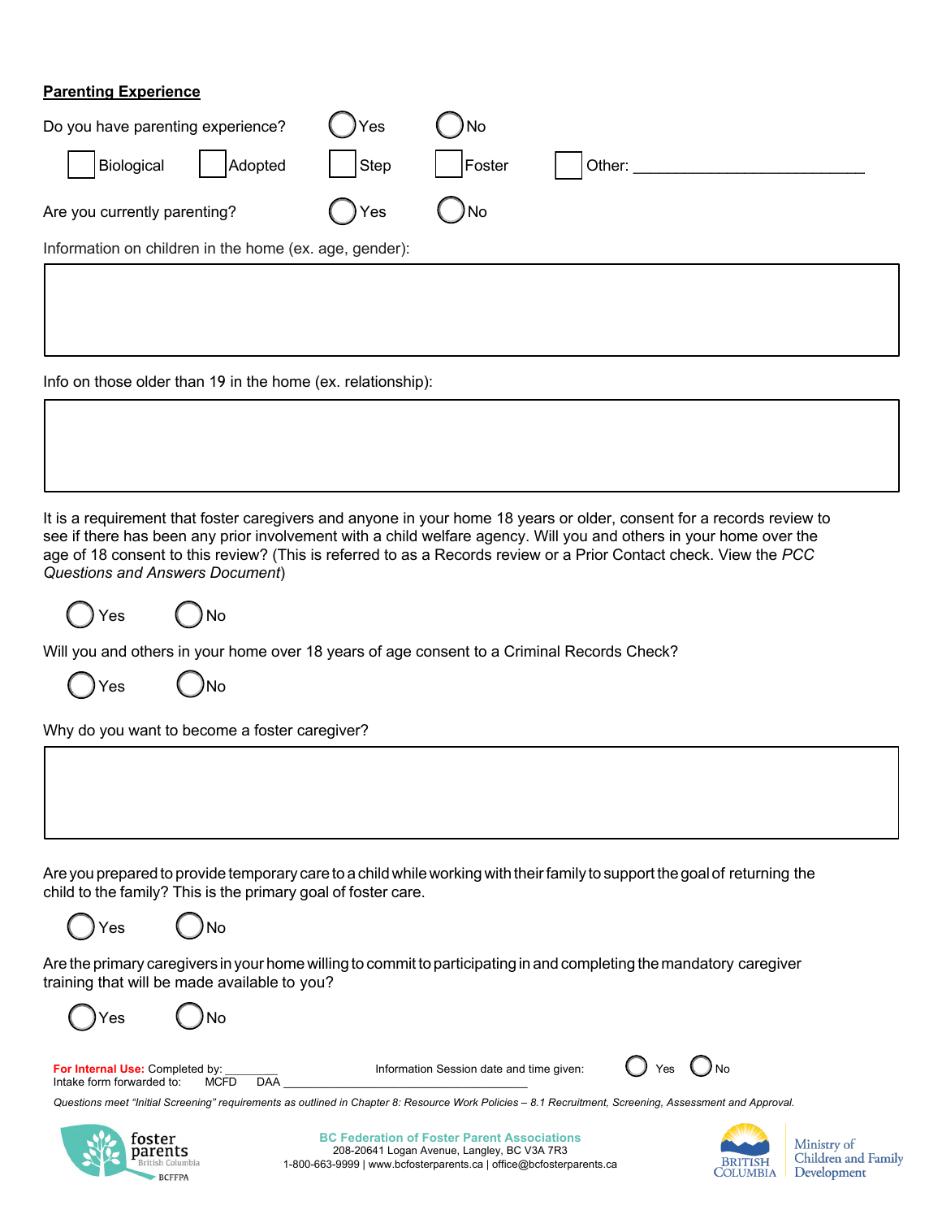**Parenting Experience**

Do you have parenting experience? ◯ Yes ◯ No

☐ Biological ☐ Adopted ☐ Step ☐ Foster ☐ Other: ___________________________

Are you currently parenting? ◯ Yes ◯ No

Information on children in the home (ex. age, gender):

Info on those older than 19 in the home (ex. relationship):

It is a requirement that foster caregivers and anyone in your home 18 years or older, consent for a records review to see if there has been any prior involvement with a child welfare agency. Will you and others in your home over the age of 18 consent to this review? (This is referred to as a Records review or a Prior Contact check. View the *PCC Questions and Answers Document*)

◯ Yes ◯ No

Will you and others in your home over 18 years of age consent to a Criminal Records Check?

◯ Yes ◯ No

Why do you want to become a foster caregiver?

Are you prepared to provide temporary care to a child while working with their family to support the goal of returning the child to the family? This is the primary goal of foster care.

◯ Yes ◯ No

Are the primary caregivers in your home willing to commit to participating in and completing the mandatory caregiver training that will be made available to you?

◯ Yes ◯ No

**For Internal Use:** Completed by: ________ Information Session date and time given: ◯ Yes ◯ No

Intake form forwarded to: MCFD DAA ___________________________________

*Questions meet "Initial Screening" requirements as outlined in Chapter 8: Resource Work Policies – 8.1 Recruitment, Screening, Assessment and Approval.*

foster parents British Columbia BCFFPA

**BC Federation of Foster Parent Associations**
208-20641 Logan Avenue, Langley, BC V3A 7R3
1-800-663-9999 | www.bcfosterparents.ca | office@bcfosterparents.ca

British Columbia — Ministry of Children and Family Development